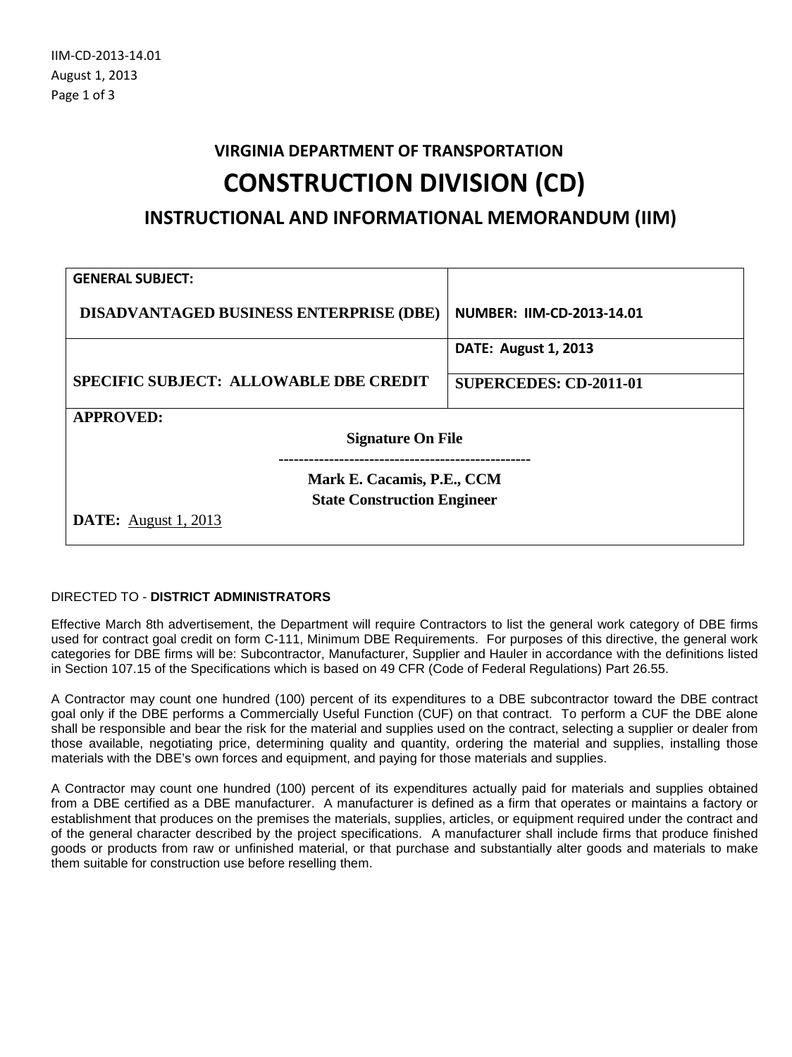# VIRGINIA DEPARTMENT OF TRANSPORTATION

# CONSTRUCTION DIVISION (CD)

## INSTRUCTIONAL AND INFORMATIONAL MEMORANDUM (IIM)

| **GENERAL SUBJECT:** **DISADVANTAGED BUSINESS ENTERPRISE (DBE)** | **NUMBER: IIM-CD-2013-14.01** |
|---|---|
| **SPECIFIC SUBJECT: ALLOWABLE DBE CREDIT** | **DATE: August 1, 2013** |
| | **SUPERCEDES: CD-2011-01** |
| **APPROVED:** **Signature On File** -------------------------------------------------- **Mark E. Cacamis, P.E., CCM** **State Construction Engineer** **DATE:** August 1, 2013 | |

DIRECTED TO - **DISTRICT ADMINISTRATORS**

Effective March 8th advertisement, the Department will require Contractors to list the general work category of DBE firms used for contract goal credit on form C-111, Minimum DBE Requirements. For purposes of this directive, the general work categories for DBE firms will be: Subcontractor, Manufacturer, Supplier and Hauler in accordance with the definitions listed in Section 107.15 of the Specifications which is based on 49 CFR (Code of Federal Regulations) Part 26.55.

A Contractor may count one hundred (100) percent of its expenditures to a DBE subcontractor toward the DBE contract goal only if the DBE performs a Commercially Useful Function (CUF) on that contract. To perform a CUF the DBE alone shall be responsible and bear the risk for the material and supplies used on the contract, selecting a supplier or dealer from those available, negotiating price, determining quality and quantity, ordering the material and supplies, installing those materials with the DBE's own forces and equipment, and paying for those materials and supplies.

A Contractor may count one hundred (100) percent of its expenditures actually paid for materials and supplies obtained from a DBE certified as a DBE manufacturer. A manufacturer is defined as a firm that operates or maintains a factory or establishment that produces on the premises the materials, supplies, articles, or equipment required under the contract and of the general character described by the project specifications. A manufacturer shall include firms that produce finished goods or products from raw or unfinished material, or that purchase and substantially alter goods and materials to make them suitable for construction use before reselling them.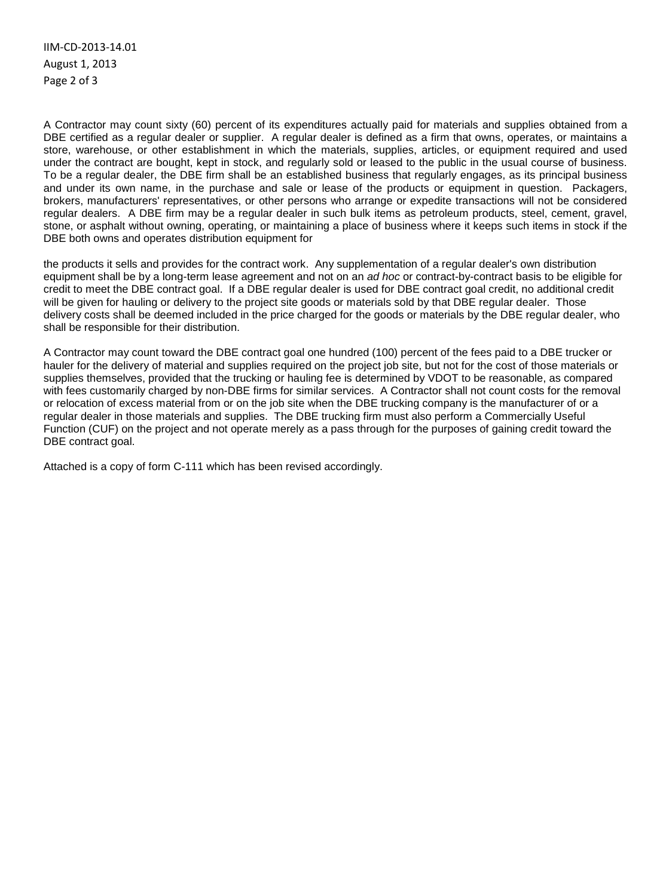A Contractor may count sixty (60) percent of its expenditures actually paid for materials and supplies obtained from a DBE certified as a regular dealer or supplier. A regular dealer is defined as a firm that owns, operates, or maintains a store, warehouse, or other establishment in which the materials, supplies, articles, or equipment required and used under the contract are bought, kept in stock, and regularly sold or leased to the public in the usual course of business. To be a regular dealer, the DBE firm shall be an established business that regularly engages, as its principal business and under its own name, in the purchase and sale or lease of the products or equipment in question. Packagers, brokers, manufacturers' representatives, or other persons who arrange or expedite transactions will not be considered regular dealers. A DBE firm may be a regular dealer in such bulk items as petroleum products, steel, cement, gravel, stone, or asphalt without owning, operating, or maintaining a place of business where it keeps such items in stock if the DBE both owns and operates distribution equipment for the products it sells and provides for the contract work. Any supplementation of a regular dealer's own distribution equipment shall be by a long-term lease agreement and not on an *ad hoc* or contract-by-contract basis to be eligible for credit to meet the DBE contract goal. If a DBE regular dealer is used for DBE contract goal credit, no additional credit will be given for hauling or delivery to the project site goods or materials sold by that DBE regular dealer. Those delivery costs shall be deemed included in the price charged for the goods or materials by the DBE regular dealer, who shall be responsible for their distribution.

A Contractor may count toward the DBE contract goal one hundred (100) percent of the fees paid to a DBE trucker or hauler for the delivery of material and supplies required on the project job site, but not for the cost of those materials or supplies themselves, provided that the trucking or hauling fee is determined by VDOT to be reasonable, as compared with fees customarily charged by non-DBE firms for similar services. A Contractor shall not count costs for the removal or relocation of excess material from or on the job site when the DBE trucking company is the manufacturer of or a regular dealer in those materials and supplies. The DBE trucking firm must also perform a Commercially Useful Function (CUF) on the project and not operate merely as a pass through for the purposes of gaining credit toward the DBE contract goal.

Attached is a copy of form C-111 which has been revised accordingly.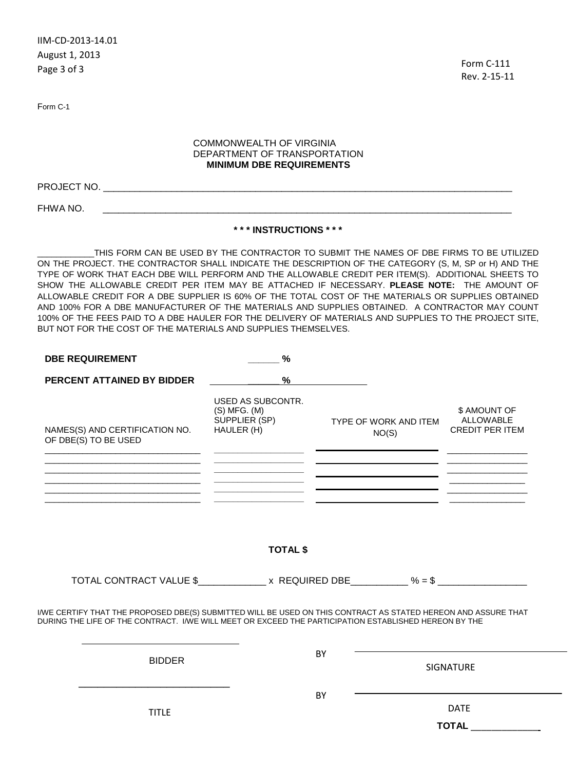Form C-111
Rev. 2-15-11

Form C-1

COMMONWEALTH OF VIRGINIA
DEPARTMENT OF TRANSPORTATION
**MINIMUM DBE REQUIREMENTS**

PROJECT NO. ____________________________________________________________

FHWA NO. ____________________________________________________________

**\* \* \* INSTRUCTIONS \* \* \***

___________THIS FORM CAN BE USED BY THE CONTRACTOR TO SUBMIT THE NAMES OF DBE FIRMS TO BE UTILIZED ON THE PROJECT. THE CONTRACTOR SHALL INDICATE THE DESCRIPTION OF THE CATEGORY (S, M, SP or H) AND THE TYPE OF WORK THAT EACH DBE WILL PERFORM AND THE ALLOWABLE CREDIT PER ITEM(S). ADDITIONAL SHEETS TO SHOW THE ALLOWABLE CREDIT PER ITEM MAY BE ATTACHED IF NECESSARY. **PLEASE NOTE:** THE AMOUNT OF ALLOWABLE CREDIT FOR A DBE SUPPLIER IS 60% OF THE TOTAL COST OF THE MATERIALS OR SUPPLIES OBTAINED AND 100% FOR A DBE MANUFACTURER OF THE MATERIALS AND SUPPLIES OBTAINED. A CONTRACTOR MAY COUNT 100% OF THE FEES PAID TO A DBE HAULER FOR THE DELIVERY OF MATERIALS AND SUPPLIES TO THE PROJECT SITE, BUT NOT FOR THE COST OF THE MATERIALS AND SUPPLIES THEMSELVES.

**DBE REQUIREMENT** ______ %

**PERCENT ATTAINED BY BIDDER** ______ %

| NAMES(S) AND CERTIFICATION NO. OF DBE(S) TO BE USED | USED AS SUBCONTR. (S) MFG. (M) SUPPLIER (SP) HAULER (H) | TYPE OF WORK AND ITEM NO(S) | $ AMOUNT OF ALLOWABLE CREDIT PER ITEM |
|---|---|---|---|
| | | | |
| | | | |
| | | | |
| | | | |
| | | | |
| | | | |

**TOTAL $**

TOTAL CONTRACT VALUE $____________ x REQUIRED DBE__________ % = $ ________________

I/WE CERTIFY THAT THE PROPOSED DBE(S) SUBMITTED WILL BE USED ON THIS CONTRACT AS STATED HEREON AND ASSURE THAT DURING THE LIFE OF THE CONTRACT. I/WE WILL MEET OR EXCEED THE PARTICIPATION ESTABLISHED HEREON BY THE

______________________________ BY ______________________________

BIDDER SIGNATURE

______________________________ BY ______________________________

TITLE DATE

**TOTAL** _____________